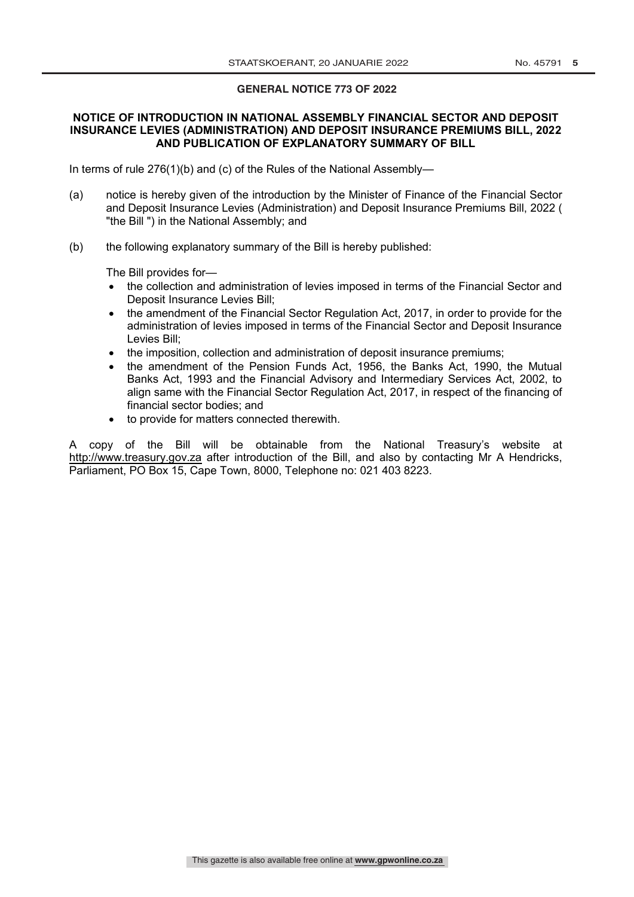## GENERAL NOTICE 773 OF 2022

### NOTICE OF INTRODUCTION IN NATIONAL ASSEMBLY FINANCIAL SECTOR AND DEPOSIT INSURANCE LEVIES (ADMINISTRATION) AND DEPOSIT INSURANCE PREMIUMS BILL, 2022 AND PUBLICATION OF EXPLANATORY SUMMARY OF BILL

In terms of rule 276(1)(b) and (c) of the Rules of the National Assembly—

(a) notice is hereby given of the introduction by the Minister of Finance of the Financial Sector and Deposit Insurance Levies (Administration) and Deposit Insurance Premiums Bill, 2022 ( "the Bill ") in the National Assembly; and

(b) the following explanatory summary of the Bill is hereby published:

The Bill provides for—

- the collection and administration of levies imposed in terms of the Financial Sector and Deposit Insurance Levies Bill;
- the amendment of the Financial Sector Regulation Act, 2017, in order to provide for the administration of levies imposed in terms of the Financial Sector and Deposit Insurance Levies Bill;
- the imposition, collection and administration of deposit insurance premiums;
- the amendment of the Pension Funds Act, 1956, the Banks Act, 1990, the Mutual Banks Act, 1993 and the Financial Advisory and Intermediary Services Act, 2002, to align same with the Financial Sector Regulation Act, 2017, in respect of the financing of financial sector bodies; and
- to provide for matters connected therewith.

A copy of the Bill will be obtainable from the National Treasury's website at http://www.treasury.gov.za after introduction of the Bill, and also by contacting Mr A Hendricks, Parliament, PO Box 15, Cape Town, 8000, Telephone no: 021 403 8223.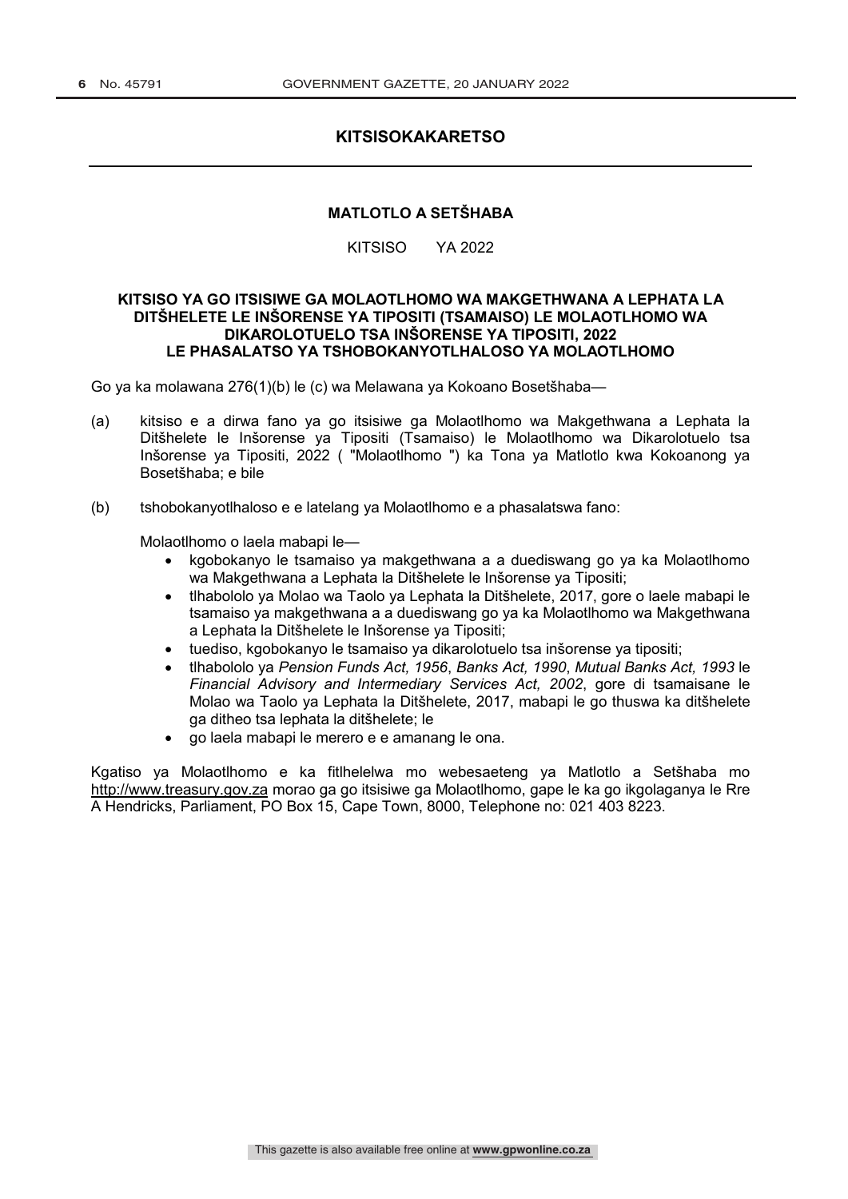## KITSISOKAKARETSO

### MATLOTLO A SETŠHABA

KITSISO YA 2022

### KITSISO YA GO ITSISIWE GA MOLAOTLHOMO WA MAKGETHWANA A LEPHATA LA DITŠHELETE LE INŠORENSE YA TIPOSITI (TSAMAISO) LE MOLAOTLHOMO WA DIKAROLOTUELO TSA INŠORENSE YA TIPOSITI, 2022 LE PHASALATSO YA TSHOBOKANYOTLHALOSO YA MOLAOTLHOMO

Go ya ka molawana 276(1)(b) le (c) wa Melawana ya Kokoano Bosetšhaba—

(a) kitsiso e a dirwa fano ya go itsisiwe ga Molaotlhomo wa Makgethwana a Lephata la Ditšhelete le Inšorense ya Tipositi (Tsamaiso) le Molaotlhomo wa Dikarolotuelo tsa Inšorense ya Tipositi, 2022 ( "Molaotlhomo ") ka Tona ya Matlotlo kwa Kokoanong ya Bosetšhaba; e bile

(b) tshobokanyotlhaloso e e latelang ya Molaotlhomo e a phasalatswa fano:

Molaotlhomo o laela mabapi le—

- kgobokanyo le tsamaiso ya makgethwana a a duediswang go ya ka Molaotlhomo wa Makgethwana a Lephata la Ditšhelete le Inšorense ya Tipositi;
- tlhabololo ya Molao wa Taolo ya Lephata la Ditšhelete, 2017, gore o laele mabapi le tsamaiso ya makgethwana a a duediswang go ya ka Molaotlhomo wa Makgethwana a Lephata la Ditšhelete le Inšorense ya Tipositi;
- tuediso, kgobokanyo le tsamaiso ya dikarolotuelo tsa inšorense ya tipositi;
- tlhabololo ya *Pension Funds Act, 1956*, *Banks Act, 1990*, *Mutual Banks Act, 1993* le *Financial Advisory and Intermediary Services Act, 2002*, gore di tsamaisane le Molao wa Taolo ya Lephata la Ditšhelete, 2017, mabapi le go thuswa ka ditšhelete ga ditheo tsa lephata la ditšhelete; le
- go laela mabapi le merero e e amanang le ona.

Kgatiso ya Molaotlhomo e ka fitlhelelwa mo webesaeteng ya Matlotlo a Setšhaba mo http://www.treasury.gov.za morao ga go itsisiwe ga Molaotlhomo, gape le ka go ikgolaganya le Rre A Hendricks, Parliament, PO Box 15, Cape Town, 8000, Telephone no: 021 403 8223.